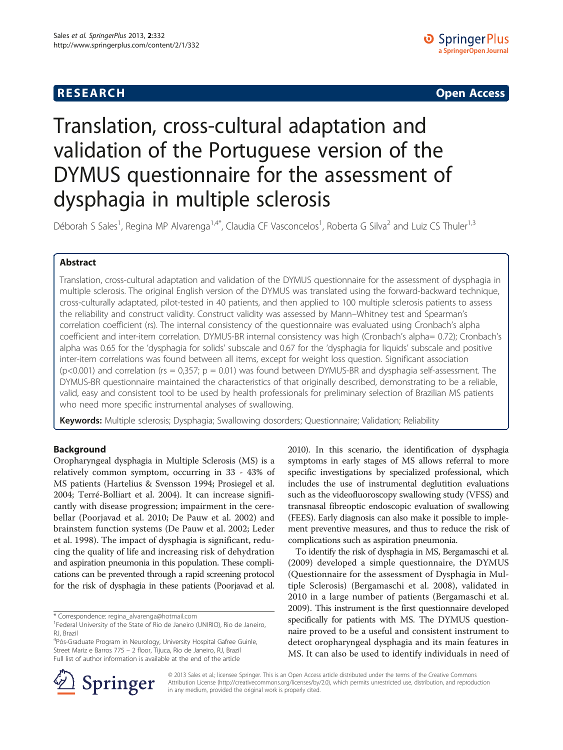**RESEARCH** **Open Access**

# Translation, cross-cultural adaptation and validation of the Portuguese version of the DYMUS questionnaire for the assessment of dysphagia in multiple sclerosis

Déborah S Sales[1], Regina MP Alvarenga[1,4*], Claudia CF Vasconcelos[1], Roberta G Silva[2] and Luiz CS Thuler[1,3]

## Abstract

Translation, cross-cultural adaptation and validation of the DYMUS questionnaire for the assessment of dysphagia in multiple sclerosis. The original English version of the DYMUS was translated using the forward-backward technique, cross-culturally adaptated, pilot-tested in 40 patients, and then applied to 100 multiple sclerosis patients to assess the reliability and construct validity. Construct validity was assessed by Mann–Whitney test and Spearman's correlation coefficient (rs). The internal consistency of the questionnaire was evaluated using Cronbach's alpha coefficient and inter-item correlation. DYMUS-BR internal consistency was high (Cronbach's alpha= 0.72); Cronbach's alpha was 0.65 for the 'dysphagia for solids' subscale and 0.67 for the 'dysphagia for liquids' subscale and positive inter-item correlations was found between all items, except for weight loss question. Significant association ($p<0.001$) and correlation ($rs = 0{,}357$; $p = 0.01$) was found between DYMUS-BR and dysphagia self-assessment. The DYMUS-BR questionnaire maintained the characteristics of that originally described, demonstrating to be a reliable, valid, easy and consistent tool to be used by health professionals for preliminary selection of Brazilian MS patients who need more specific instrumental analyses of swallowing.

**Keywords:** Multiple sclerosis; Dysphagia; Swallowing dosorders; Questionnaire; Validation; Reliability

## Background

Oropharyngeal dysphagia in Multiple Sclerosis (MS) is a relatively common symptom, occurring in 33 - 43% of MS patients (Hartelius & Svensson 1994; Prosiegel et al. 2004; Terré-Bolliart et al. 2004). It can increase significantly with disease progression; impairment in the cerebellar (Poorjavad et al. 2010; De Pauw et al. 2002) and brainstem function systems (De Pauw et al. 2002; Leder et al. 1998). The impact of dysphagia is significant, reducing the quality of life and increasing risk of dehydration and aspiration pneumonia in this population. These complications can be prevented through a rapid screening protocol for the risk of dysphagia in these patients (Poorjavad et al. 2010). In this scenario, the identification of dysphagia symptoms in early stages of MS allows referral to more specific investigations by specialized professional, which includes the use of instrumental deglutition evaluations such as the videofluoroscopy swallowing study (VFSS) and transnasal fibreoptic endoscopic evaluation of swallowing (FEES). Early diagnosis can also make it possible to implement preventive measures, and thus to reduce the risk of complications such as aspiration pneumonia.

To identify the risk of dysphagia in MS, Bergamaschi et al. (2009) developed a simple questionnaire, the DYMUS (Questionnaire for the assessment of Dysphagia in Multiple Sclerosis) (Bergamaschi et al. 2008), validated in 2010 in a large number of patients (Bergamaschi et al. 2009). This instrument is the first questionnaire developed specifically for patients with MS. The DYMUS questionnaire proved to be a useful and consistent instrument to detect oropharyngeal dysphagia and its main features in MS. It can also be used to identify individuals in need of

\* Correspondence: regina_alvarenga@hotmail.com
[1]Federal University of the State of Rio de Janeiro (UNIRIO), Rio de Janeiro, RJ, Brazil
[4]Pós-Graduate Program in Neurology, University Hospital Gafree Guinle, Street Mariz e Barros 775 – 2 floor, Tijuca, Rio de Janeiro, RJ, Brazil
Full list of author information is available at the end of the article

© 2013 Sales et al.; licensee Springer. This is an Open Access article distributed under the terms of the Creative Commons Attribution License (http://creativecommons.org/licenses/by/2.0), which permits unrestricted use, distribution, and reproduction in any medium, provided the original work is properly cited.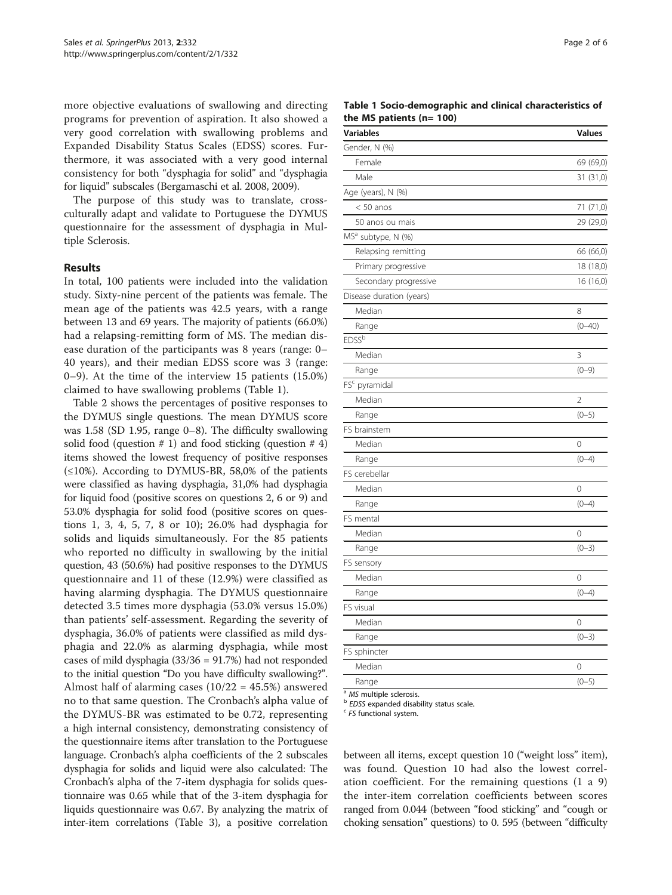more objective evaluations of swallowing and directing programs for prevention of aspiration. It also showed a very good correlation with swallowing problems and Expanded Disability Status Scales (EDSS) scores. Furthermore, it was associated with a very good internal consistency for both "dysphagia for solid" and "dysphagia for liquid" subscales (Bergamaschi et al. 2008, 2009).

The purpose of this study was to translate, cross-culturally adapt and validate to Portuguese the DYMUS questionnaire for the assessment of dysphagia in Multiple Sclerosis.

## Results

In total, 100 patients were included into the validation study. Sixty-nine percent of the patients was female. The mean age of the patients was 42.5 years, with a range between 13 and 69 years. The majority of patients (66.0%) had a relapsing-remitting form of MS. The median disease duration of the participants was 8 years (range: 0–40 years), and their median EDSS score was 3 (range: 0–9). At the time of the interview 15 patients (15.0%) claimed to have swallowing problems (Table 1).

Table 2 shows the percentages of positive responses to the DYMUS single questions. The mean DYMUS score was 1.58 (SD 1.95, range 0–8). The difficulty swallowing solid food (question # 1) and food sticking (question # 4) items showed the lowest frequency of positive responses (≤10%). According to DYMUS-BR, 58,0% of the patients were classified as having dysphagia, 31,0% had dysphagia for liquid food (positive scores on questions 2, 6 or 9) and 53.0% dysphagia for solid food (positive scores on questions 1, 3, 4, 5, 7, 8 or 10); 26.0% had dysphagia for solids and liquids simultaneously. For the 85 patients who reported no difficulty in swallowing by the initial question, 43 (50.6%) had positive responses to the DYMUS questionnaire and 11 of these (12.9%) were classified as having alarming dysphagia. The DYMUS questionnaire detected 3.5 times more dysphagia (53.0% versus 15.0%) than patients' self-assessment. Regarding the severity of dysphagia, 36.0% of patients were classified as mild dysphagia and 22.0% as alarming dysphagia, while most cases of mild dysphagia (33/36 = 91.7%) had not responded to the initial question "Do you have difficulty swallowing?". Almost half of alarming cases (10/22 = 45.5%) answered no to that same question. The Cronbach's alpha value of the DYMUS-BR was estimated to be 0.72, representing a high internal consistency, demonstrating consistency of the questionnaire items after translation to the Portuguese language. Cronbach's alpha coefficients of the 2 subscales dysphagia for solids and liquid were also calculated: The Cronbach's alpha of the 7-item dysphagia for solids questionnaire was 0.65 while that of the 3-item dysphagia for liquids questionnaire was 0.67. By analyzing the matrix of inter-item correlations (Table 3), a positive correlation between all items, except question 10 ("weight loss" item), was found. Question 10 had also the lowest correlation coefficient. For the remaining questions (1 a 9) the inter-item correlation coefficients between scores ranged from 0.044 (between "food sticking" and "cough or choking sensation" questions) to 0. 595 (between "difficulty

**Table 1 Socio-demographic and clinical characteristics of the MS patients (n= 100)**

| Variables | Values |
|---|---|
| Gender, N (%) | |
| Female | 69 (69,0) |
| Male | 31 (31,0) |
| Age (years), N (%) | |
| < 50 anos | 71 (71,0) |
| 50 anos ou mais | 29 (29,0) |
| MS[a] subtype, N (%) | |
| Relapsing remitting | 66 (66,0) |
| Primary progressive | 18 (18,0) |
| Secondary progressive | 16 (16,0) |
| Disease duration (years) | |
| Median | 8 |
| Range | (0–40) |
| EDSS[b] | |
| Median | 3 |
| Range | (0–9) |
| FS[c] pyramidal | |
| Median | 2 |
| Range | (0–5) |
| FS brainstem | |
| Median | 0 |
| Range | (0–4) |
| FS cerebellar | |
| Median | 0 |
| Range | (0–4) |
| FS mental | |
| Median | 0 |
| Range | (0–3) |
| FS sensory | |
| Median | 0 |
| Range | (0–4) |
| FS visual | |
| Median | 0 |
| Range | (0–3) |
| FS sphincter | |
| Median | 0 |
| Range | (0–5) |

[a] *MS* multiple sclerosis.
[b] *EDSS* expanded disability status scale.
[c] *FS* functional system.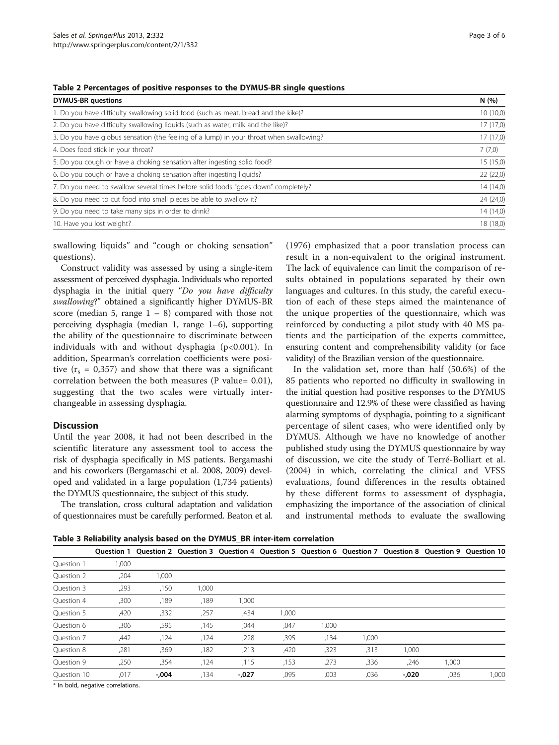**Table 2 Percentages of positive responses to the DYMUS-BR single questions**

| DYMUS-BR questions | N (%) |
|---|---|
| 1. Do you have difficulty swallowing solid food (such as meat, bread and the kike)? | 10 (10,0) |
| 2. Do you have difficulty swallowing liquids (such as water, milk and the like)? | 17 (17,0) |
| 3. Do you have globus sensation (the feeling of a lump) in your throat when swallowing? | 17 (17,0) |
| 4. Does food stick in your throat? | 7 (7,0) |
| 5. Do you cough or have a choking sensation after ingesting solid food? | 15 (15,0) |
| 6. Do you cough or have a choking sensation after ingesting liquids? | 22 (22,0) |
| 7. Do you need to swallow several times before solid foods "goes down" completely? | 14 (14,0) |
| 8. Do you need to cut food into small pieces be able to swallow it? | 24 (24,0) |
| 9. Do you need to take many sips in order to drink? | 14 (14,0) |
| 10. Have you lost weight? | 18 (18,0) |

swallowing liquids" and "cough or choking sensation" questions).

Construct validity was assessed by using a single-item assessment of perceived dysphagia. Individuals who reported dysphagia in the initial query "*Do you have difficulty swallowing*?" obtained a significantly higher DYMUS-BR score (median 5, range 1 – 8) compared with those not perceiving dysphagia (median 1, range 1–6), supporting the ability of the questionnaire to discriminate between individuals with and without dysphagia (p<0.001). In addition, Spearman's correlation coefficients were positive ($r_s$ = 0,357) and show that there was a significant correlation between the both measures (P value= 0.01), suggesting that the two scales were virtually interchangeable in assessing dysphagia.

## Discussion

Until the year 2008, it had not been described in the scientific literature any assessment tool to access the risk of dysphagia specifically in MS patients. Bergamashi and his coworkers (Bergamaschi et al. 2008, 2009) developed and validated in a large population (1,734 patients) the DYMUS questionnaire, the subject of this study.

The translation, cross cultural adaptation and validation of questionnaires must be carefully performed. Beaton et al. (1976) emphasized that a poor translation process can result in a non-equivalent to the original instrument. The lack of equivalence can limit the comparison of results obtained in populations separated by their own languages and cultures. In this study, the careful execution of each of these steps aimed the maintenance of the unique properties of the questionnaire, which was reinforced by conducting a pilot study with 40 MS patients and the participation of the experts committee, ensuring content and comprehensibility validity (or face validity) of the Brazilian version of the questionnaire.

In the validation set, more than half (50.6%) of the 85 patients who reported no difficulty in swallowing in the initial question had positive responses to the DYMUS questionnaire and 12.9% of these were classified as having alarming symptoms of dysphagia, pointing to a significant percentage of silent cases, who were identified only by DYMUS. Although we have no knowledge of another published study using the DYMUS questionnaire by way of discussion, we cite the study of Terré-Bolliart et al. (2004) in which, correlating the clinical and VFSS evaluations, found differences in the results obtained by these different forms to assessment of dysphagia, emphasizing the importance of the association of clinical and instrumental methods to evaluate the swallowing

**Table 3 Reliability analysis based on the DYMUS_BR inter-item correlation**

| | Question 1 | Question 2 | Question 3 | Question 4 | Question 5 | Question 6 | Question 7 | Question 8 | Question 9 | Question 10 |
|---|---|---|---|---|---|---|---|---|---|---|
| Question 1 | 1,000 | | | | | | | | | |
| Question 2 | ,204 | 1,000 | | | | | | | | |
| Question 3 | ,293 | ,150 | 1,000 | | | | | | | |
| Question 4 | ,300 | ,189 | ,189 | 1,000 | | | | | | |
| Question 5 | ,420 | ,332 | ,257 | ,434 | 1,000 | | | | | |
| Question 6 | ,306 | ,595 | ,145 | ,044 | ,047 | 1,000 | | | | |
| Question 7 | ,442 | ,124 | ,124 | ,228 | ,395 | ,134 | 1,000 | | | |
| Question 8 | ,281 | ,369 | ,182 | ,213 | ,420 | ,323 | ,313 | 1,000 | | |
| Question 9 | ,250 | ,354 | ,124 | ,115 | ,153 | ,273 | ,336 | ,246 | 1,000 | |
| Question 10 | ,017 | **-,004** | ,134 | **-,027** | ,095 | ,003 | ,036 | **-,020** | ,036 | 1,000 |

\* In bold, negative correlations.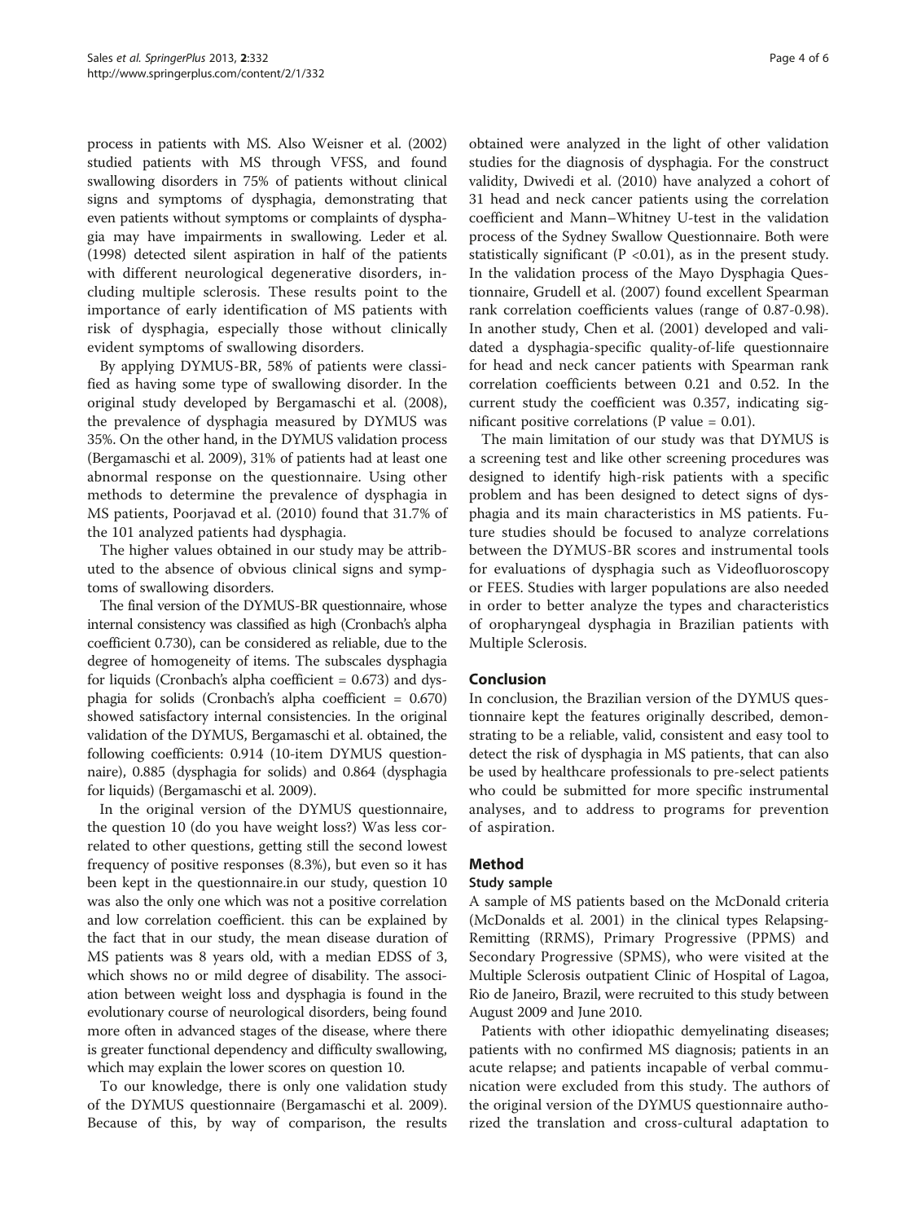process in patients with MS. Also Weisner et al. (2002) studied patients with MS through VFSS, and found swallowing disorders in 75% of patients without clinical signs and symptoms of dysphagia, demonstrating that even patients without symptoms or complaints of dysphagia may have impairments in swallowing. Leder et al. (1998) detected silent aspiration in half of the patients with different neurological degenerative disorders, including multiple sclerosis. These results point to the importance of early identification of MS patients with risk of dysphagia, especially those without clinically evident symptoms of swallowing disorders.

By applying DYMUS-BR, 58% of patients were classified as having some type of swallowing disorder. In the original study developed by Bergamaschi et al. (2008), the prevalence of dysphagia measured by DYMUS was 35%. On the other hand, in the DYMUS validation process (Bergamaschi et al. 2009), 31% of patients had at least one abnormal response on the questionnaire. Using other methods to determine the prevalence of dysphagia in MS patients, Poorjavad et al. (2010) found that 31.7% of the 101 analyzed patients had dysphagia.

The higher values obtained in our study may be attributed to the absence of obvious clinical signs and symptoms of swallowing disorders.

The final version of the DYMUS-BR questionnaire, whose internal consistency was classified as high (Cronbach's alpha coefficient 0.730), can be considered as reliable, due to the degree of homogeneity of items. The subscales dysphagia for liquids (Cronbach's alpha coefficient = 0.673) and dysphagia for solids (Cronbach's alpha coefficient = 0.670) showed satisfactory internal consistencies. In the original validation of the DYMUS, Bergamaschi et al. obtained, the following coefficients: 0.914 (10-item DYMUS questionnaire), 0.885 (dysphagia for solids) and 0.864 (dysphagia for liquids) (Bergamaschi et al. 2009).

In the original version of the DYMUS questionnaire, the question 10 (do you have weight loss?) Was less correlated to other questions, getting still the second lowest frequency of positive responses (8.3%), but even so it has been kept in the questionnaire.in our study, question 10 was also the only one which was not a positive correlation and low correlation coefficient. this can be explained by the fact that in our study, the mean disease duration of MS patients was 8 years old, with a median EDSS of 3, which shows no or mild degree of disability. The association between weight loss and dysphagia is found in the evolutionary course of neurological disorders, being found more often in advanced stages of the disease, where there is greater functional dependency and difficulty swallowing, which may explain the lower scores on question 10.

To our knowledge, there is only one validation study of the DYMUS questionnaire (Bergamaschi et al. 2009). Because of this, by way of comparison, the results obtained were analyzed in the light of other validation studies for the diagnosis of dysphagia. For the construct validity, Dwivedi et al. (2010) have analyzed a cohort of 31 head and neck cancer patients using the correlation coefficient and Mann–Whitney U-test in the validation process of the Sydney Swallow Questionnaire. Both were statistically significant ($P < 0.01$), as in the present study. In the validation process of the Mayo Dysphagia Questionnaire, Grudell et al. (2007) found excellent Spearman rank correlation coefficients values (range of 0.87-0.98). In another study, Chen et al. (2001) developed and validated a dysphagia-specific quality-of-life questionnaire for head and neck cancer patients with Spearman rank correlation coefficients between 0.21 and 0.52. In the current study the coefficient was 0.357, indicating significant positive correlations (P value = 0.01).

The main limitation of our study was that DYMUS is a screening test and like other screening procedures was designed to identify high-risk patients with a specific problem and has been designed to detect signs of dysphagia and its main characteristics in MS patients. Future studies should be focused to analyze correlations between the DYMUS-BR scores and instrumental tools for evaluations of dysphagia such as Videofluoroscopy or FEES. Studies with larger populations are also needed in order to better analyze the types and characteristics of oropharyngeal dysphagia in Brazilian patients with Multiple Sclerosis.

## Conclusion

In conclusion, the Brazilian version of the DYMUS questionnaire kept the features originally described, demonstrating to be a reliable, valid, consistent and easy tool to detect the risk of dysphagia in MS patients, that can also be used by healthcare professionals to pre-select patients who could be submitted for more specific instrumental analyses, and to address to programs for prevention of aspiration.

## Method

### Study sample

A sample of MS patients based on the McDonald criteria (McDonalds et al. 2001) in the clinical types Relapsing-Remitting (RRMS), Primary Progressive (PPMS) and Secondary Progressive (SPMS), who were visited at the Multiple Sclerosis outpatient Clinic of Hospital of Lagoa, Rio de Janeiro, Brazil, were recruited to this study between August 2009 and June 2010.

Patients with other idiopathic demyelinating diseases; patients with no confirmed MS diagnosis; patients in an acute relapse; and patients incapable of verbal communication were excluded from this study. The authors of the original version of the DYMUS questionnaire authorized the translation and cross-cultural adaptation to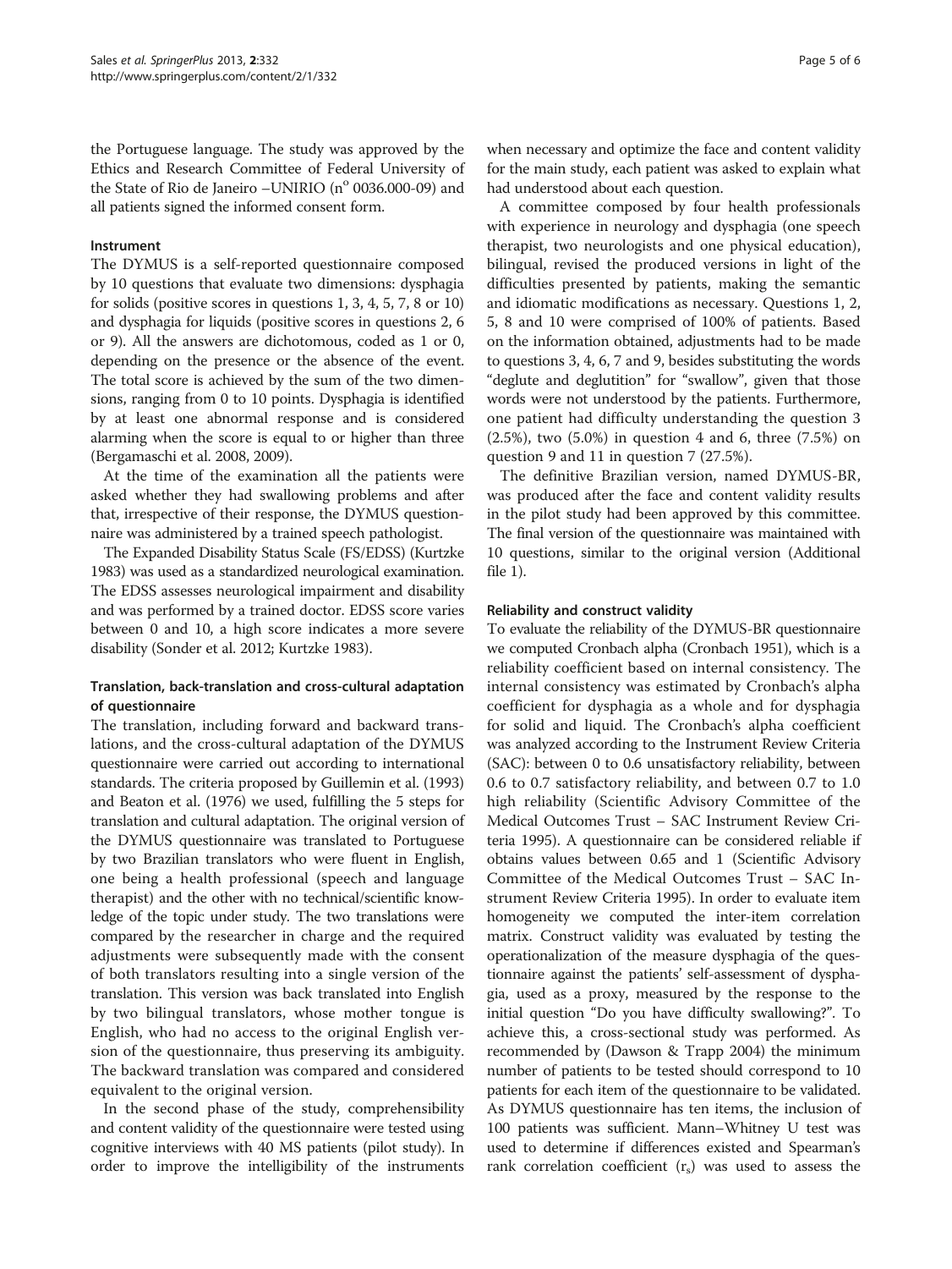the Portuguese language. The study was approved by the Ethics and Research Committee of Federal University of the State of Rio de Janeiro –UNIRIO (n° 0036.000-09) and all patients signed the informed consent form.

### Instrument

The DYMUS is a self-reported questionnaire composed by 10 questions that evaluate two dimensions: dysphagia for solids (positive scores in questions 1, 3, 4, 5, 7, 8 or 10) and dysphagia for liquids (positive scores in questions 2, 6 or 9). All the answers are dichotomous, coded as 1 or 0, depending on the presence or the absence of the event. The total score is achieved by the sum of the two dimensions, ranging from 0 to 10 points. Dysphagia is identified by at least one abnormal response and is considered alarming when the score is equal to or higher than three (Bergamaschi et al. 2008, 2009).

At the time of the examination all the patients were asked whether they had swallowing problems and after that, irrespective of their response, the DYMUS questionnaire was administered by a trained speech pathologist.

The Expanded Disability Status Scale (FS/EDSS) (Kurtzke 1983) was used as a standardized neurological examination. The EDSS assesses neurological impairment and disability and was performed by a trained doctor. EDSS score varies between 0 and 10, a high score indicates a more severe disability (Sonder et al. 2012; Kurtzke 1983).

### Translation, back-translation and cross-cultural adaptation of questionnaire

The translation, including forward and backward translations, and the cross-cultural adaptation of the DYMUS questionnaire were carried out according to international standards. The criteria proposed by Guillemin et al. (1993) and Beaton et al. (1976) we used, fulfilling the 5 steps for translation and cultural adaptation. The original version of the DYMUS questionnaire was translated to Portuguese by two Brazilian translators who were fluent in English, one being a health professional (speech and language therapist) and the other with no technical/scientific knowledge of the topic under study. The two translations were compared by the researcher in charge and the required adjustments were subsequently made with the consent of both translators resulting into a single version of the translation. This version was back translated into English by two bilingual translators, whose mother tongue is English, who had no access to the original English version of the questionnaire, thus preserving its ambiguity. The backward translation was compared and considered equivalent to the original version.

In the second phase of the study, comprehensibility and content validity of the questionnaire were tested using cognitive interviews with 40 MS patients (pilot study). In order to improve the intelligibility of the instruments when necessary and optimize the face and content validity for the main study, each patient was asked to explain what had understood about each question.

A committee composed by four health professionals with experience in neurology and dysphagia (one speech therapist, two neurologists and one physical education), bilingual, revised the produced versions in light of the difficulties presented by patients, making the semantic and idiomatic modifications as necessary. Questions 1, 2, 5, 8 and 10 were comprised of 100% of patients. Based on the information obtained, adjustments had to be made to questions 3, 4, 6, 7 and 9, besides substituting the words "deglute and deglutition" for "swallow", given that those words were not understood by the patients. Furthermore, one patient had difficulty understanding the question 3 (2.5%), two (5.0%) in question 4 and 6, three (7.5%) on question 9 and 11 in question 7 (27.5%).

The definitive Brazilian version, named DYMUS-BR, was produced after the face and content validity results in the pilot study had been approved by this committee. The final version of the questionnaire was maintained with 10 questions, similar to the original version (Additional file 1).

### Reliability and construct validity

To evaluate the reliability of the DYMUS-BR questionnaire we computed Cronbach alpha (Cronbach 1951), which is a reliability coefficient based on internal consistency. The internal consistency was estimated by Cronbach's alpha coefficient for dysphagia as a whole and for dysphagia for solid and liquid. The Cronbach's alpha coefficient was analyzed according to the Instrument Review Criteria (SAC): between 0 to 0.6 unsatisfactory reliability, between 0.6 to 0.7 satisfactory reliability, and between 0.7 to 1.0 high reliability (Scientific Advisory Committee of the Medical Outcomes Trust – SAC Instrument Review Criteria 1995). A questionnaire can be considered reliable if obtains values between 0.65 and 1 (Scientific Advisory Committee of the Medical Outcomes Trust – SAC Instrument Review Criteria 1995). In order to evaluate item homogeneity we computed the inter-item correlation matrix. Construct validity was evaluated by testing the operationalization of the measure dysphagia of the questionnaire against the patients' self-assessment of dysphagia, used as a proxy, measured by the response to the initial question "Do you have difficulty swallowing?". To achieve this, a cross-sectional study was performed. As recommended by (Dawson & Trapp 2004) the minimum number of patients to be tested should correspond to 10 patients for each item of the questionnaire to be validated. As DYMUS questionnaire has ten items, the inclusion of 100 patients was sufficient. Mann–Whitney U test was used to determine if differences existed and Spearman's rank correlation coefficient ($r_s$) was used to assess the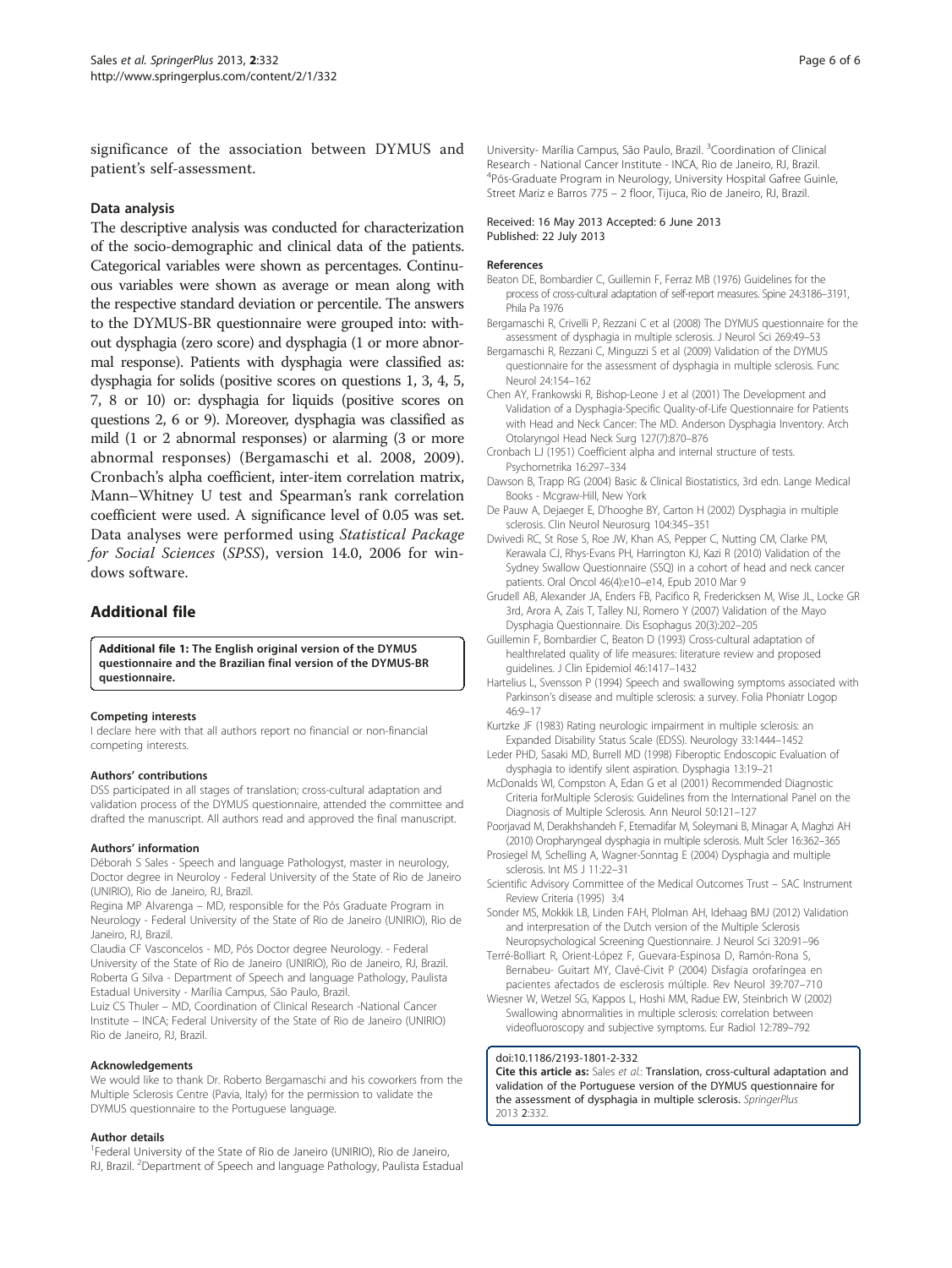significance of the association between DYMUS and patient's self-assessment.

### Data analysis

The descriptive analysis was conducted for characterization of the socio-demographic and clinical data of the patients. Categorical variables were shown as percentages. Continuous variables were shown as average or mean along with the respective standard deviation or percentile. The answers to the DYMUS-BR questionnaire were grouped into: without dysphagia (zero score) and dysphagia (1 or more abnormal response). Patients with dysphagia were classified as: dysphagia for solids (positive scores on questions 1, 3, 4, 5, 7, 8 or 10) or: dysphagia for liquids (positive scores on questions 2, 6 or 9). Moreover, dysphagia was classified as mild (1 or 2 abnormal responses) or alarming (3 or more abnormal responses) (Bergamaschi et al. 2008, 2009). Cronbach's alpha coefficient, inter-item correlation matrix, Mann–Whitney U test and Spearman's rank correlation coefficient were used. A significance level of 0.05 was set. Data analyses were performed using *Statistical Package for Social Sciences* (*SPSS*), version 14.0, 2006 for windows software.

## Additional file

**Additional file 1: The English original version of the DYMUS questionnaire and the Brazilian final version of the DYMUS-BR questionnaire.**

#### Competing interests

I declare here with that all authors report no financial or non-financial competing interests.

#### Authors' contributions

DSS participated in all stages of translation; cross-cultural adaptation and validation process of the DYMUS questionnaire, attended the committee and drafted the manuscript. All authors read and approved the final manuscript.

#### Authors' information

Déborah S Sales - Speech and language Pathologyst, master in neurology, Doctor degree in Neuroloy - Federal University of the State of Rio de Janeiro (UNIRIO), Rio de Janeiro, RJ, Brazil.

Regina MP Alvarenga – MD, responsible for the Pós Graduate Program in Neurology - Federal University of the State of Rio de Janeiro (UNIRIO), Rio de Janeiro, RJ, Brazil.

Claudia CF Vasconcelos - MD, Pós Doctor degree Neurology. - Federal University of the State of Rio de Janeiro (UNIRIO), Rio de Janeiro, RJ, Brazil.

Roberta G Silva - Department of Speech and language Pathology, Paulista Estadual University - Marília Campus, São Paulo, Brazil.

Luiz CS Thuler – MD, Coordination of Clinical Research -National Cancer Institute – INCA; Federal University of the State of Rio de Janeiro (UNIRIO) Rio de Janeiro, RJ, Brazil.

#### Acknowledgements

We would like to thank Dr. Roberto Bergamaschi and his coworkers from the Multiple Sclerosis Centre (Pavia, Italy) for the permission to validate the DYMUS questionnaire to the Portuguese language.

#### Author details

[1]Federal University of the State of Rio de Janeiro (UNIRIO), Rio de Janeiro, RJ, Brazil. [2]Department of Speech and language Pathology, Paulista Estadual University- Marília Campus, São Paulo, Brazil. [3]Coordination of Clinical Research - National Cancer Institute - INCA, Rio de Janeiro, RJ, Brazil. [4]Pós-Graduate Program in Neurology, University Hospital Gafree Guinle, Street Mariz e Barros 775 – 2 floor, Tijuca, Rio de Janeiro, RJ, Brazil.

Received: 16 May 2013 Accepted: 6 June 2013
Published: 22 July 2013

#### References

Beaton DE, Bombardier C, Guillemin F, Ferraz MB (1976) Guidelines for the process of cross-cultural adaptation of self-report measures. Spine 24:3186–3191, Phila Pa 1976

Bergamaschi R, Crivelli P, Rezzani C et al (2008) The DYMUS questionnaire for the assessment of dysphagia in multiple sclerosis. J Neurol Sci 269:49–53

Bergamaschi R, Rezzani C, Minguzzi S et al (2009) Validation of the DYMUS questionnaire for the assessment of dysphagia in multiple sclerosis. Func Neurol 24:154–162

Chen AY, Frankowski R, Bishop-Leone J et al (2001) The Development and Validation of a Dysphagia-Specific Quality-of-Life Questionnaire for Patients with Head and Neck Cancer: The MD. Anderson Dysphagia Inventory. Arch Otolaryngol Head Neck Surg 127(7):870–876

Cronbach LJ (1951) Coefficient alpha and internal structure of tests. Psychometrika 16:297–334

Dawson B, Trapp RG (2004) Basic & Clinical Biostatistics, 3rd edn. Lange Medical Books - Mcgraw-Hill, New York

De Pauw A, Dejaeger E, D'hooghe BY, Carton H (2002) Dysphagia in multiple sclerosis. Clin Neurol Neurosurg 104:345–351

Dwivedi RC, St Rose S, Roe JW, Khan AS, Pepper C, Nutting CM, Clarke PM, Kerawala CJ, Rhys-Evans PH, Harrington KJ, Kazi R (2010) Validation of the Sydney Swallow Questionnaire (SSQ) in a cohort of head and neck cancer patients. Oral Oncol 46(4):e10–e14, Epub 2010 Mar 9

Grudell AB, Alexander JA, Enders FB, Pacifico R, Fredericksen M, Wise JL, Locke GR 3rd, Arora A, Zais T, Talley NJ, Romero Y (2007) Validation of the Mayo Dysphagia Questionnaire. Dis Esophagus 20(3):202–205

Guillemin F, Bombardier C, Beaton D (1993) Cross-cultural adaptation of healthrelated quality of life measures: literature review and proposed guidelines. J Clin Epidemiol 46:1417–1432

Hartelius L, Svensson P (1994) Speech and swallowing symptoms associated with Parkinson's disease and multiple sclerosis: a survey. Folia Phoniatr Logop 46:9–17

Kurtzke JF (1983) Rating neurologic impairment in multiple sclerosis: an Expanded Disability Status Scale (EDSS). Neurology 33:1444–1452

Leder PHD, Sasaki MD, Burrell MD (1998) Fiberoptic Endoscopic Evaluation of dysphagia to identify silent aspiration. Dysphagia 13:19–21

McDonalds WI, Compston A, Edan G et al (2001) Recommended Diagnostic Criteria forMultiple Sclerosis: Guidelines from the International Panel on the Diagnosis of Multiple Sclerosis. Ann Neurol 50:121–127

Poorjavad M, Derakhshandeh F, Etemadifar M, Soleymani B, Minagar A, Maghzi AH (2010) Oropharyngeal dysphagia in multiple sclerosis. Mult Scler 16:362–365

Prosiegel M, Schelling A, Wagner-Sonntag E (2004) Dysphagia and multiple sclerosis. Int MS J 11:22–31

Scientific Advisory Committee of the Medical Outcomes Trust – SAC Instrument Review Criteria (1995) 3:4

Sonder MS, Mokkik LB, Linden FAH, Plolman AH, Idehaag BMJ (2012) Validation and interpresation of the Dutch version of the Multiple Sclerosis Neuropsychological Screening Questionnaire. J Neurol Sci 320:91–96

Terré-Bolliart R, Orient-López F, Guevara-Espinosa D, Ramón-Rona S, Bernabeu- Guitart MY, Clavé-Civit P (2004) Disfagia orofaríngea en pacientes afectados de esclerosis múltiple. Rev Neurol 39:707–710

Wiesner W, Wetzel SG, Kappos L, Hoshi MM, Radue EW, Steinbrich W (2002) Swallowing abnormalities in multiple sclerosis: correlation between videofluoroscopy and subjective symptoms. Eur Radiol 12:789–792

doi:10.1186/2193-1801-2-332

**Cite this article as:** Sales *et al.*: Translation, cross-cultural adaptation and validation of the Portuguese version of the DYMUS questionnaire for the assessment of dysphagia in multiple sclerosis. *SpringerPlus* 2013 **2**:332.